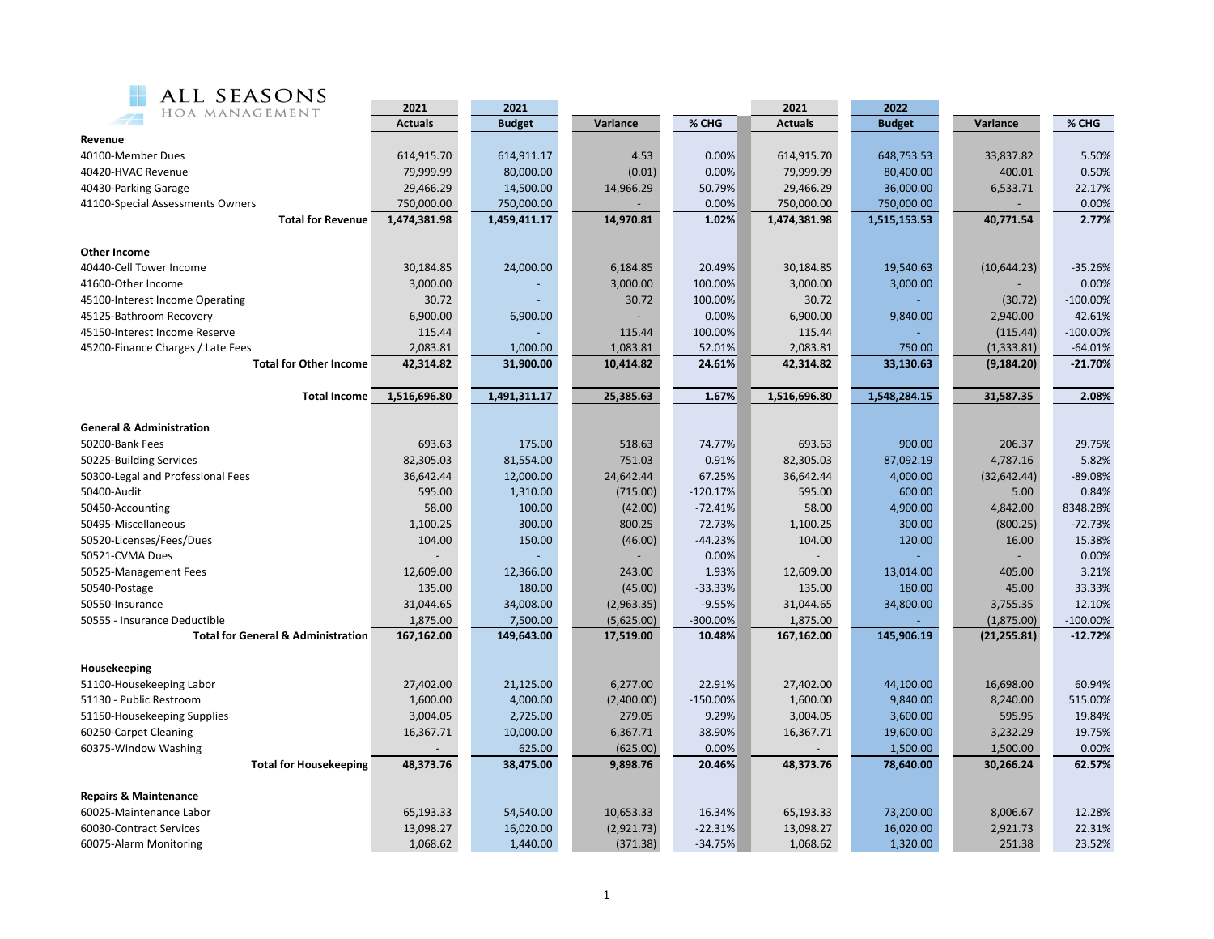ALL SEASONS
HOA MANAGEMENT

| | 2021 Actuals | 2021 Budget | Variance | % CHG | 2021 Actuals | 2022 Budget | Variance | % CHG |
|---|---|---|---|---|---|---|---|---|
| **Revenue** | | | | | | | | |
| 40100-Member Dues | 614,915.70 | 614,911.17 | 4.53 | 0.00% | 614,915.70 | 648,753.53 | 33,837.82 | 5.50% |
| 40420-HVAC Revenue | 79,999.99 | 80,000.00 | (0.01) | 0.00% | 79,999.99 | 80,400.00 | 400.01 | 0.50% |
| 40430-Parking Garage | 29,466.29 | 14,500.00 | 14,966.29 | 50.79% | 29,466.29 | 36,000.00 | 6,533.71 | 22.17% |
| 41100-Special Assessments Owners | 750,000.00 | 750,000.00 | - | 0.00% | 750,000.00 | 750,000.00 | - | 0.00% |
| **Total for Revenue** | **1,474,381.98** | **1,459,411.17** | **14,970.81** | **1.02%** | **1,474,381.98** | **1,515,153.53** | **40,771.54** | **2.77%** |
| | | | | | | | | |
| **Other Income** | | | | | | | | |
| 40440-Cell Tower Income | 30,184.85 | 24,000.00 | 6,184.85 | 20.49% | 30,184.85 | 19,540.63 | (10,644.23) | -35.26% |
| 41600-Other Income | 3,000.00 | - | 3,000.00 | 100.00% | 3,000.00 | 3,000.00 | - | 0.00% |
| 45100-Interest Income Operating | 30.72 | - | 30.72 | 100.00% | 30.72 | - | (30.72) | -100.00% |
| 45125-Bathroom Recovery | 6,900.00 | 6,900.00 | - | 0.00% | 6,900.00 | 9,840.00 | 2,940.00 | 42.61% |
| 45150-Interest Income Reserve | 115.44 | - | 115.44 | 100.00% | 115.44 | - | (115.44) | -100.00% |
| 45200-Finance Charges / Late Fees | 2,083.81 | 1,000.00 | 1,083.81 | 52.01% | 2,083.81 | 750.00 | (1,333.81) | -64.01% |
| **Total for Other Income** | **42,314.82** | **31,900.00** | **10,414.82** | **24.61%** | **42,314.82** | **33,130.63** | **(9,184.20)** | **-21.70%** |
| | | | | | | | | |
| **Total Income** | **1,516,696.80** | **1,491,311.17** | **25,385.63** | **1.67%** | **1,516,696.80** | **1,548,284.15** | **31,587.35** | **2.08%** |
| | | | | | | | | |
| **General & Administration** | | | | | | | | |
| 50200-Bank Fees | 693.63 | 175.00 | 518.63 | 74.77% | 693.63 | 900.00 | 206.37 | 29.75% |
| 50225-Building Services | 82,305.03 | 81,554.00 | 751.03 | 0.91% | 82,305.03 | 87,092.19 | 4,787.16 | 5.82% |
| 50300-Legal and Professional Fees | 36,642.44 | 12,000.00 | 24,642.44 | 67.25% | 36,642.44 | 4,000.00 | (32,642.44) | -89.08% |
| 50400-Audit | 595.00 | 1,310.00 | (715.00) | -120.17% | 595.00 | 600.00 | 5.00 | 0.84% |
| 50450-Accounting | 58.00 | 100.00 | (42.00) | -72.41% | 58.00 | 4,900.00 | 4,842.00 | 8348.28% |
| 50495-Miscellaneous | 1,100.25 | 300.00 | 800.25 | 72.73% | 1,100.25 | 300.00 | (800.25) | -72.73% |
| 50520-Licenses/Fees/Dues | 104.00 | 150.00 | (46.00) | -44.23% | 104.00 | 120.00 | 16.00 | 15.38% |
| 50521-CVMA Dues | - | - | - | 0.00% | - | - | - | 0.00% |
| 50525-Management Fees | 12,609.00 | 12,366.00 | 243.00 | 1.93% | 12,609.00 | 13,014.00 | 405.00 | 3.21% |
| 50540-Postage | 135.00 | 180.00 | (45.00) | -33.33% | 135.00 | 180.00 | 45.00 | 33.33% |
| 50550-Insurance | 31,044.65 | 34,008.00 | (2,963.35) | -9.55% | 31,044.65 | 34,800.00 | 3,755.35 | 12.10% |
| 50555 - Insurance Deductible | 1,875.00 | 7,500.00 | (5,625.00) | -300.00% | 1,875.00 | - | (1,875.00) | -100.00% |
| **Total for General & Administration** | **167,162.00** | **149,643.00** | **17,519.00** | **10.48%** | **167,162.00** | **145,906.19** | **(21,255.81)** | **-12.72%** |
| | | | | | | | | |
| **Housekeeping** | | | | | | | | |
| 51100-Housekeeping Labor | 27,402.00 | 21,125.00 | 6,277.00 | 22.91% | 27,402.00 | 44,100.00 | 16,698.00 | 60.94% |
| 51130 - Public Restroom | 1,600.00 | 4,000.00 | (2,400.00) | -150.00% | 1,600.00 | 9,840.00 | 8,240.00 | 515.00% |
| 51150-Housekeeping Supplies | 3,004.05 | 2,725.00 | 279.05 | 9.29% | 3,004.05 | 3,600.00 | 595.95 | 19.84% |
| 60250-Carpet Cleaning | 16,367.71 | 10,000.00 | 6,367.71 | 38.90% | 16,367.71 | 19,600.00 | 3,232.29 | 19.75% |
| 60375-Window Washing | - | 625.00 | (625.00) | 0.00% | - | 1,500.00 | 1,500.00 | 0.00% |
| **Total for Housekeeping** | **48,373.76** | **38,475.00** | **9,898.76** | **20.46%** | **48,373.76** | **78,640.00** | **30,266.24** | **62.57%** |
| | | | | | | | | |
| **Repairs & Maintenance** | | | | | | | | |
| 60025-Maintenance Labor | 65,193.33 | 54,540.00 | 10,653.33 | 16.34% | 65,193.33 | 73,200.00 | 8,006.67 | 12.28% |
| 60030-Contract Services | 13,098.27 | 16,020.00 | (2,921.73) | -22.31% | 13,098.27 | 16,020.00 | 2,921.73 | 22.31% |
| 60075-Alarm Monitoring | 1,068.62 | 1,440.00 | (371.38) | -34.75% | 1,068.62 | 1,320.00 | 251.38 | 23.52% |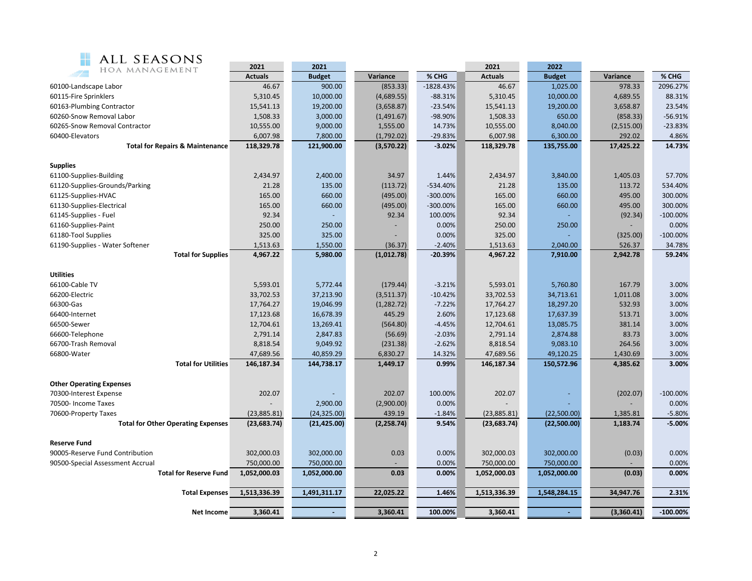**ALL SEASONS**
HOA MANAGEMENT

| | 2021 Actuals | 2021 Budget | Variance | % CHG | 2021 Actuals | 2022 Budget | Variance | % CHG |
|---|---|---|---|---|---|---|---|---|
| 60100-Landscape Labor | 46.67 | 900.00 | (853.33) | -1828.43% | 46.67 | 1,025.00 | 978.33 | 2096.27% |
| 60115-Fire Sprinklers | 5,310.45 | 10,000.00 | (4,689.55) | -88.31% | 5,310.45 | 10,000.00 | 4,689.55 | 88.31% |
| 60163-Plumbing Contractor | 15,541.13 | 19,200.00 | (3,658.87) | -23.54% | 15,541.13 | 19,200.00 | 3,658.87 | 23.54% |
| 60260-Snow Removal Labor | 1,508.33 | 3,000.00 | (1,491.67) | -98.90% | 1,508.33 | 650.00 | (858.33) | -56.91% |
| 60265-Snow Removal Contractor | 10,555.00 | 9,000.00 | 1,555.00 | 14.73% | 10,555.00 | 8,040.00 | (2,515.00) | -23.83% |
| 60400-Elevators | 6,007.98 | 7,800.00 | (1,792.02) | -29.83% | 6,007.98 | 6,300.00 | 292.02 | 4.86% |
| **Total for Repairs & Maintenance** | **118,329.78** | **121,900.00** | **(3,570.22)** | **-3.02%** | **118,329.78** | **135,755.00** | **17,425.22** | **14.73%** |
| | | | | | | | | |
| **Supplies** | | | | | | | | |
| 61100-Supplies-Building | 2,434.97 | 2,400.00 | 34.97 | 1.44% | 2,434.97 | 3,840.00 | 1,405.03 | 57.70% |
| 61120-Supplies-Grounds/Parking | 21.28 | 135.00 | (113.72) | -534.40% | 21.28 | 135.00 | 113.72 | 534.40% |
| 61125-Supplies-HVAC | 165.00 | 660.00 | (495.00) | -300.00% | 165.00 | 660.00 | 495.00 | 300.00% |
| 61130-Supplies-Electrical | 165.00 | 660.00 | (495.00) | -300.00% | 165.00 | 660.00 | 495.00 | 300.00% |
| 61145-Supplies - Fuel | 92.34 | - | 92.34 | 100.00% | 92.34 | - | (92.34) | -100.00% |
| 61160-Supplies-Paint | 250.00 | 250.00 | - | 0.00% | 250.00 | 250.00 | - | 0.00% |
| 61180-Tool Supplies | 325.00 | 325.00 | - | 0.00% | 325.00 | - | (325.00) | -100.00% |
| 61190-Supplies - Water Softener | 1,513.63 | 1,550.00 | (36.37) | -2.40% | 1,513.63 | 2,040.00 | 526.37 | 34.78% |
| **Total for Supplies** | **4,967.22** | **5,980.00** | **(1,012.78)** | **-20.39%** | **4,967.22** | **7,910.00** | **2,942.78** | **59.24%** |
| | | | | | | | | |
| **Utilities** | | | | | | | | |
| 66100-Cable TV | 5,593.01 | 5,772.44 | (179.44) | -3.21% | 5,593.01 | 5,760.80 | 167.79 | 3.00% |
| 66200-Electric | 33,702.53 | 37,213.90 | (3,511.37) | -10.42% | 33,702.53 | 34,713.61 | 1,011.08 | 3.00% |
| 66300-Gas | 17,764.27 | 19,046.99 | (1,282.72) | -7.22% | 17,764.27 | 18,297.20 | 532.93 | 3.00% |
| 66400-Internet | 17,123.68 | 16,678.39 | 445.29 | 2.60% | 17,123.68 | 17,637.39 | 513.71 | 3.00% |
| 66500-Sewer | 12,704.61 | 13,269.41 | (564.80) | -4.45% | 12,704.61 | 13,085.75 | 381.14 | 3.00% |
| 66600-Telephone | 2,791.14 | 2,847.83 | (56.69) | -2.03% | 2,791.14 | 2,874.88 | 83.73 | 3.00% |
| 66700-Trash Removal | 8,818.54 | 9,049.92 | (231.38) | -2.62% | 8,818.54 | 9,083.10 | 264.56 | 3.00% |
| 66800-Water | 47,689.56 | 40,859.29 | 6,830.27 | 14.32% | 47,689.56 | 49,120.25 | 1,430.69 | 3.00% |
| **Total for Utilities** | **146,187.34** | **144,738.17** | **1,449.17** | **0.99%** | **146,187.34** | **150,572.96** | **4,385.62** | **3.00%** |
| | | | | | | | | |
| **Other Operating Expenses** | | | | | | | | |
| 70300-Interest Expense | 202.07 | - | 202.07 | 100.00% | 202.07 | - | (202.07) | -100.00% |
| 70500- Income Taxes | - | 2,900.00 | (2,900.00) | 0.00% | - | - | - | 0.00% |
| 70600-Property Taxes | (23,885.81) | (24,325.00) | 439.19 | -1.84% | (23,885.81) | (22,500.00) | 1,385.81 | -5.80% |
| **Total for Other Operating Expenses** | **(23,683.74)** | **(21,425.00)** | **(2,258.74)** | **9.54%** | **(23,683.74)** | **(22,500.00)** | **1,183.74** | **-5.00%** |
| | | | | | | | | |
| **Reserve Fund** | | | | | | | | |
| 90005-Reserve Fund Contribution | 302,000.03 | 302,000.00 | 0.03 | 0.00% | 302,000.03 | 302,000.00 | (0.03) | 0.00% |
| 90500-Special Assessment Accrual | 750,000.00 | 750,000.00 | - | 0.00% | 750,000.00 | 750,000.00 | - | 0.00% |
| **Total for Reserve Fund** | **1,052,000.03** | **1,052,000.00** | **0.03** | **0.00%** | **1,052,000.03** | **1,052,000.00** | **(0.03)** | **0.00%** |
| | | | | | | | | |
| **Total Expenses** | **1,513,336.39** | **1,491,311.17** | **22,025.22** | **1.46%** | **1,513,336.39** | **1,548,284.15** | **34,947.76** | **2.31%** |
| | | | | | | | | |
| **Net Income** | **3,360.41** | **-** | **3,360.41** | **100.00%** | **3,360.41** | **-** | **(3,360.41)** | **-100.00%** |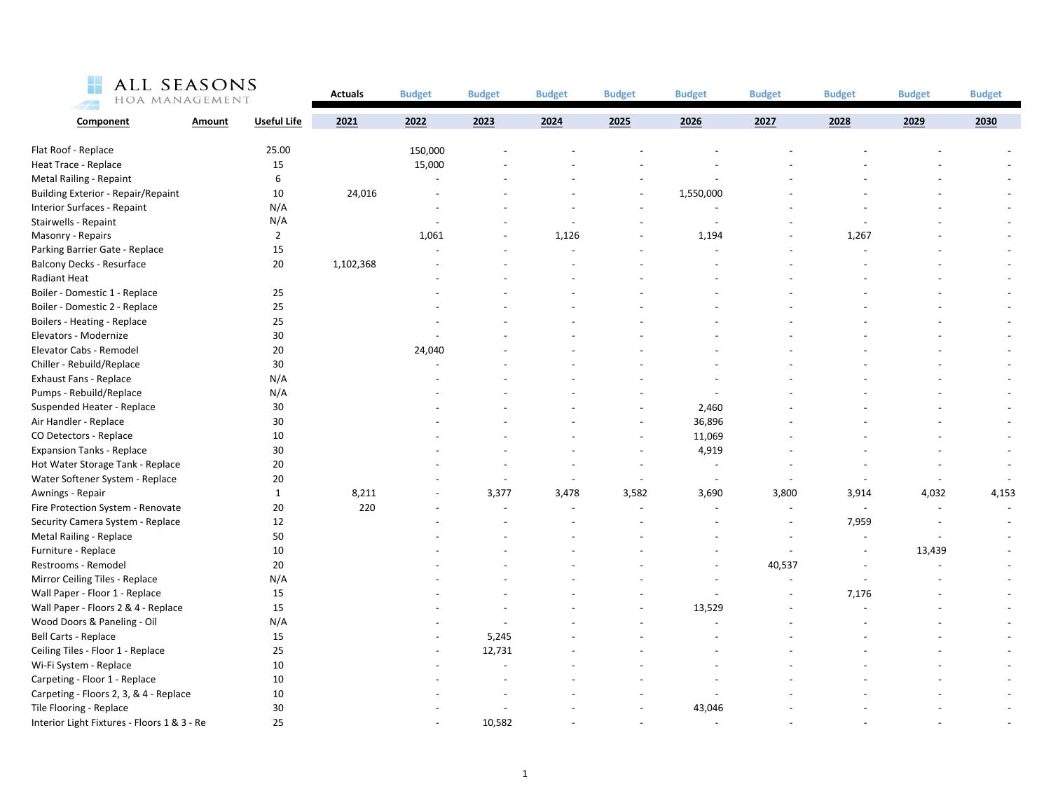ALL SEASONS
HOA MANAGEMENT

| Component | Amount | Useful Life | Actuals 2021 | Budget 2022 | Budget 2023 | Budget 2024 | Budget 2025 | Budget 2026 | Budget 2027 | Budget 2028 | Budget 2029 | Budget 2030 |
|---|---|---|---|---|---|---|---|---|---|---|---|---|
| Flat Roof - Replace | | 25.00 | | 150,000 | - | - | - | - | - | - | - | - |
| Heat Trace - Replace | | 15 | | 15,000 | - | - | - | - | - | - | - | - |
| Metal Railing - Repaint | | 6 | | - | - | - | - | - | - | - | - | - |
| Building Exterior - Repair/Repaint | | 10 | 24,016 | - | - | - | - | 1,550,000 | - | - | - | - |
| Interior Surfaces - Repaint | | N/A | | - | - | - | - | - | - | - | - | - |
| Stairwells - Repaint | | N/A | | - | - | - | - | - | - | - | - | - |
| Masonry - Repairs | | 2 | | 1,061 | - | 1,126 | - | 1,194 | - | 1,267 | - | - |
| Parking Barrier Gate - Replace | | 15 | | - | - | - | - | - | - | - | - | - |
| Balcony Decks - Resurface | | 20 | 1,102,368 | - | - | - | - | - | - | - | - | - |
| Radiant Heat | | | | - | - | - | - | - | - | - | - | - |
| Boiler - Domestic 1 - Replace | | 25 | | - | - | - | - | - | - | - | - | - |
| Boiler - Domestic 2 - Replace | | 25 | | - | - | - | - | - | - | - | - | - |
| Boilers - Heating - Replace | | 25 | | - | - | - | - | - | - | - | - | - |
| Elevators - Modernize | | 30 | | - | - | - | - | - | - | - | - | - |
| Elevator Cabs - Remodel | | 20 | | 24,040 | - | - | - | - | - | - | - | - |
| Chiller - Rebuild/Replace | | 30 | | - | - | - | - | - | - | - | - | - |
| Exhaust Fans - Replace | | N/A | | - | - | - | - | - | - | - | - | - |
| Pumps - Rebuild/Replace | | N/A | | - | - | - | - | - | - | - | - | - |
| Suspended Heater - Replace | | 30 | | - | - | - | - | 2,460 | - | - | - | - |
| Air Handler - Replace | | 30 | | - | - | - | - | 36,896 | - | - | - | - |
| CO Detectors - Replace | | 10 | | - | - | - | - | 11,069 | - | - | - | - |
| Expansion Tanks - Replace | | 30 | | - | - | - | - | 4,919 | - | - | - | - |
| Hot Water Storage Tank - Replace | | 20 | | - | - | - | - | - | - | - | - | - |
| Water Softener System - Replace | | 20 | | - | - | - | - | - | - | - | - | - |
| Awnings - Repair | | 1 | 8,211 | - | 3,377 | 3,478 | 3,582 | 3,690 | 3,800 | 3,914 | 4,032 | 4,153 |
| Fire Protection System - Renovate | | 20 | 220 | - | - | - | - | - | - | - | - | - |
| Security Camera System - Replace | | 12 | | - | - | - | - | - | - | 7,959 | - | - |
| Metal Railing - Replace | | 50 | | - | - | - | - | - | - | - | - | - |
| Furniture - Replace | | 10 | | - | - | - | - | - | - | - | 13,439 | - |
| Restrooms - Remodel | | 20 | | - | - | - | - | - | 40,537 | - | - | - |
| Mirror Ceiling Tiles - Replace | | N/A | | - | - | - | - | - | - | - | - | - |
| Wall Paper - Floor 1 - Replace | | 15 | | - | - | - | - | - | - | 7,176 | - | - |
| Wall Paper - Floors 2 & 4 - Replace | | 15 | | - | - | - | - | 13,529 | - | - | - | - |
| Wood Doors & Paneling - Oil | | N/A | | - | - | - | - | - | - | - | - | - |
| Bell Carts - Replace | | 15 | | - | 5,245 | - | - | - | - | - | - | - |
| Ceiling Tiles - Floor 1 - Replace | | 25 | | - | 12,731 | - | - | - | - | - | - | - |
| Wi-Fi System - Replace | | 10 | | - | - | - | - | - | - | - | - | - |
| Carpeting - Floor 1 - Replace | | 10 | | - | - | - | - | - | - | - | - | - |
| Carpeting - Floors 2, 3, & 4 - Replace | | 10 | | - | - | - | - | - | - | - | - | - |
| Tile Flooring - Replace | | 30 | | - | - | - | - | 43,046 | - | - | - | - |
| Interior Light Fixtures - Floors 1 & 3 - Re | | 25 | | - | 10,582 | - | - | - | - | - | - | - |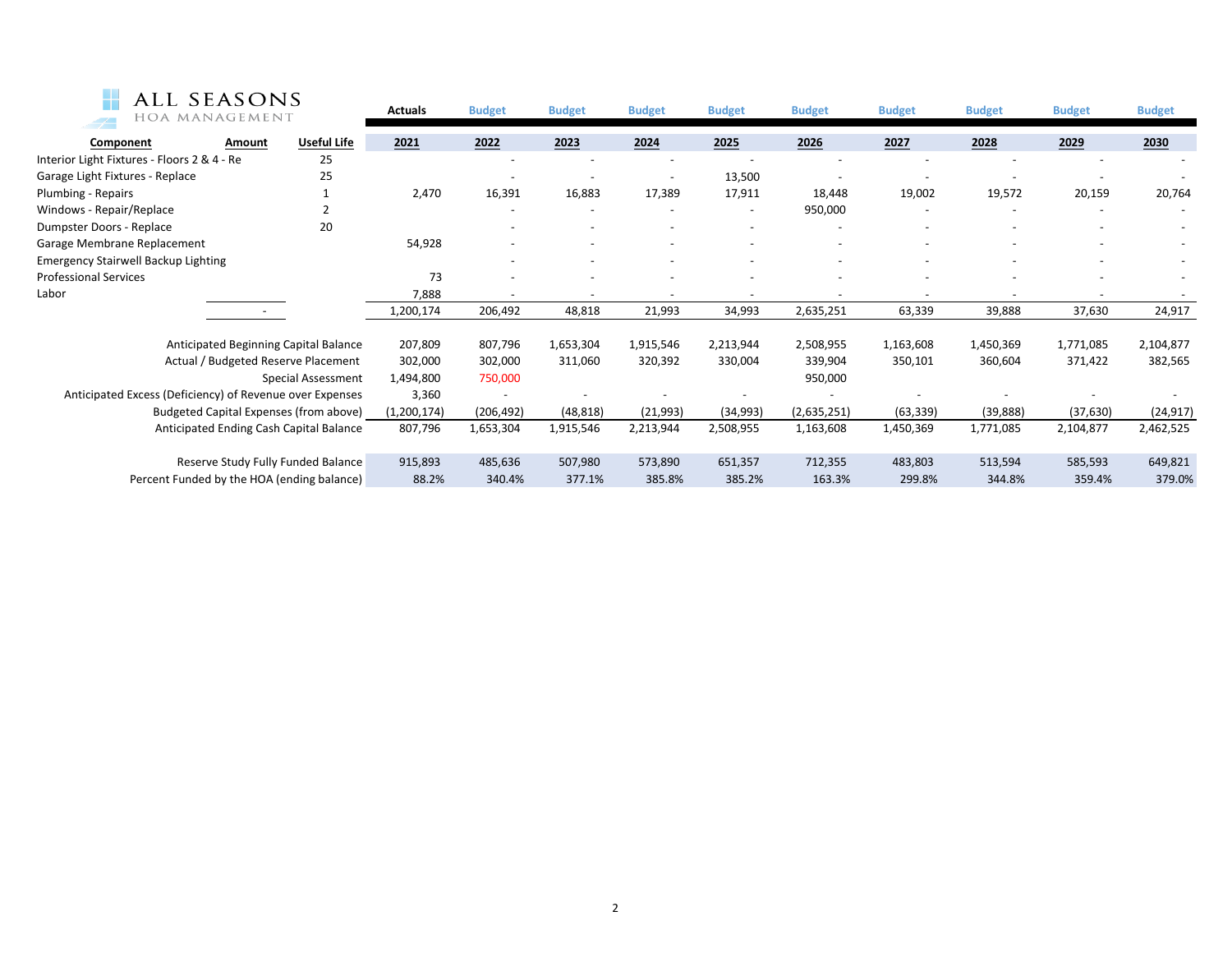**ALL SEASONS**
HOA MANAGEMENT

| Component | Amount | Useful Life | Actuals 2021 | Budget 2022 | Budget 2023 | Budget 2024 | Budget 2025 | Budget 2026 | Budget 2027 | Budget 2028 | Budget 2029 | Budget 2030 |
|---|---|---|---|---|---|---|---|---|---|---|---|---|
| Interior Light Fixtures - Floors 2 & 4 - Re | | 25 | | - | - | - | - | - | - | - | - | - |
| Garage Light Fixtures - Replace | | 25 | | - | - | - | 13,500 | - | - | - | - | - |
| Plumbing - Repairs | | 1 | 2,470 | 16,391 | 16,883 | 17,389 | 17,911 | 18,448 | 19,002 | 19,572 | 20,159 | 20,764 |
| Windows - Repair/Replace | | 2 | | - | - | - | - | 950,000 | - | - | - | - |
| Dumpster Doors - Replace | | 20 | | - | - | - | - | - | - | - | - | - |
| Garage Membrane Replacement | | | 54,928 | - | - | - | - | - | - | - | - | - |
| Emergency Stairwell Backup Lighting | | | | - | - | - | - | - | - | - | - | - |
| Professional Services | | | 73 | - | - | - | - | - | - | - | - | - |
| Labor | | | 7,888 | - | - | - | - | - | - | - | - | - |
| | - | | 1,200,174 | 206,492 | 48,818 | 21,993 | 34,993 | 2,635,251 | 63,339 | 39,888 | 37,630 | 24,917 |
| Anticipated Beginning Capital Balance | | | 207,809 | 807,796 | 1,653,304 | 1,915,546 | 2,213,944 | 2,508,955 | 1,163,608 | 1,450,369 | 1,771,085 | 2,104,877 |
| Actual / Budgeted Reserve Placement | | | 302,000 | 302,000 | 311,060 | 320,392 | 330,004 | 339,904 | 350,101 | 360,604 | 371,422 | 382,565 |
| Special Assessment | | | 1,494,800 | 750,000 | | | | 950,000 | | | | |
| Anticipated Excess (Deficiency) of Revenue over Expenses | | | 3,360 | - | - | - | - | - | - | - | - | - |
| Budgeted Capital Expenses (from above) | | | (1,200,174) | (206,492) | (48,818) | (21,993) | (34,993) | (2,635,251) | (63,339) | (39,888) | (37,630) | (24,917) |
| Anticipated Ending Cash Capital Balance | | | 807,796 | 1,653,304 | 1,915,546 | 2,213,944 | 2,508,955 | 1,163,608 | 1,450,369 | 1,771,085 | 2,104,877 | 2,462,525 |
| Reserve Study Fully Funded Balance | | | 915,893 | 485,636 | 507,980 | 573,890 | 651,357 | 712,355 | 483,803 | 513,594 | 585,593 | 649,821 |
| Percent Funded by the HOA (ending balance) | | | 88.2% | 340.4% | 377.1% | 385.8% | 385.2% | 163.3% | 299.8% | 344.8% | 359.4% | 379.0% |